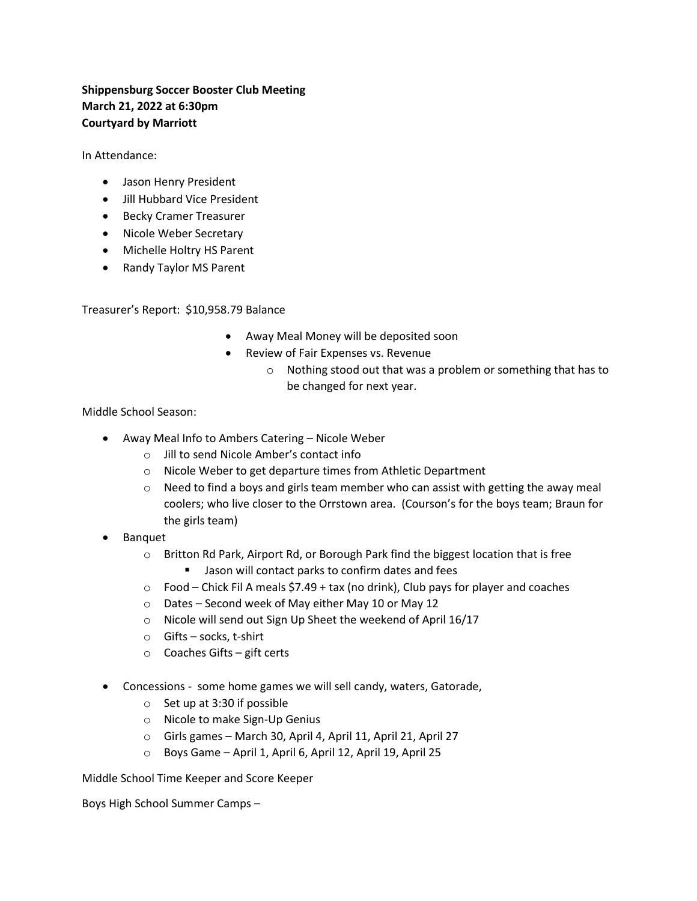**Shippensburg Soccer Booster Club Meeting**
**March 21, 2022 at 6:30pm**
**Courtyard by Marriott**

In Attendance:

- Jason Henry President
- Jill Hubbard Vice President
- Becky Cramer Treasurer
- Nicole Weber Secretary
- Michelle Holtry HS Parent
- Randy Taylor MS Parent

Treasurer's Report: $10,958.79 Balance

- Away Meal Money will be deposited soon
- Review of Fair Expenses vs. Revenue
  - Nothing stood out that was a problem or something that has to be changed for next year.

Middle School Season:

- Away Meal Info to Ambers Catering – Nicole Weber
  - Jill to send Nicole Amber's contact info
  - Nicole Weber to get departure times from Athletic Department
  - Need to find a boys and girls team member who can assist with getting the away meal coolers; who live closer to the Orrstown area. (Courson's for the boys team; Braun for the girls team)
- Banquet
  - Britton Rd Park, Airport Rd, or Borough Park find the biggest location that is free
    - Jason will contact parks to confirm dates and fees
  - Food – Chick Fil A meals $7.49 + tax (no drink), Club pays for player and coaches
  - Dates – Second week of May either May 10 or May 12
  - Nicole will send out Sign Up Sheet the weekend of April 16/17
  - Gifts – socks, t-shirt
  - Coaches Gifts – gift certs

- Concessions - some home games we will sell candy, waters, Gatorade,
  - Set up at 3:30 if possible
  - Nicole to make Sign-Up Genius
  - Girls games – March 30, April 4, April 11, April 21, April 27
  - Boys Game – April 1, April 6, April 12, April 19, April 25

Middle School Time Keeper and Score Keeper

Boys High School Summer Camps –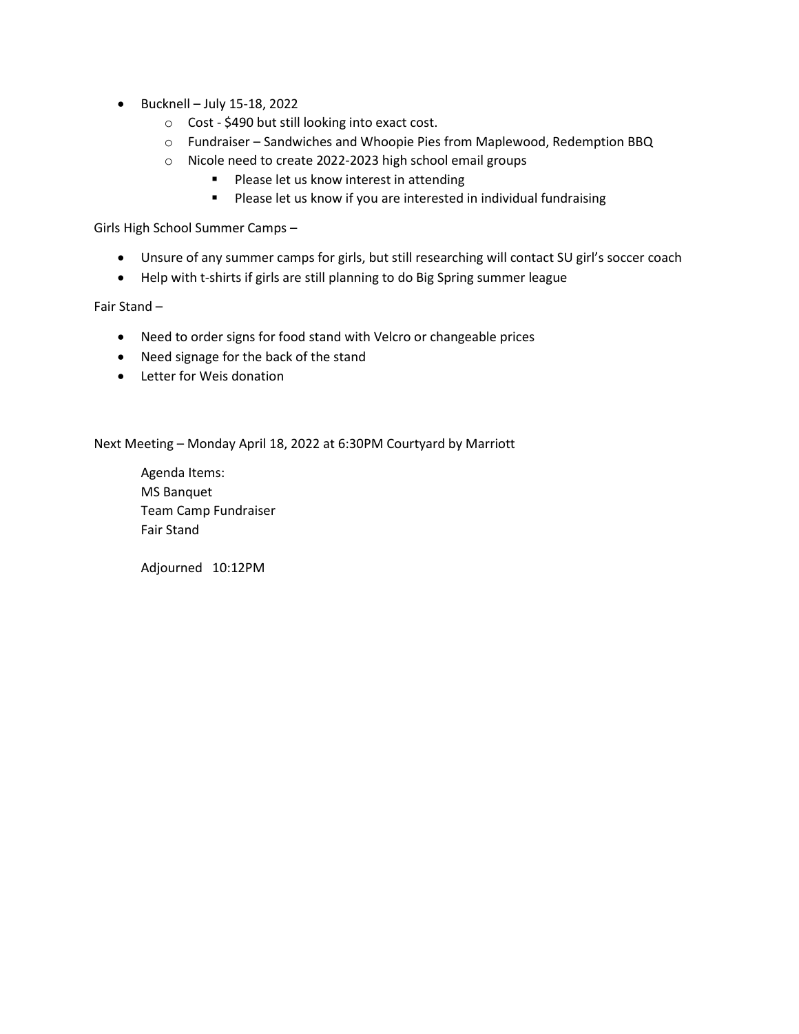- Bucknell – July 15-18, 2022
  - Cost - $490 but still looking into exact cost.
  - Fundraiser – Sandwiches and Whoopie Pies from Maplewood, Redemption BBQ
  - Nicole need to create 2022-2023 high school email groups
    - Please let us know interest in attending
    - Please let us know if you are interested in individual fundraising

Girls High School Summer Camps –

- Unsure of any summer camps for girls, but still researching will contact SU girl's soccer coach
- Help with t-shirts if girls are still planning to do Big Spring summer league

Fair Stand –

- Need to order signs for food stand with Velcro or changeable prices
- Need signage for the back of the stand
- Letter for Weis donation

Next Meeting – Monday April 18, 2022 at 6:30PM Courtyard by Marriott

Agenda Items:
MS Banquet
Team Camp Fundraiser
Fair Stand

Adjourned 10:12PM